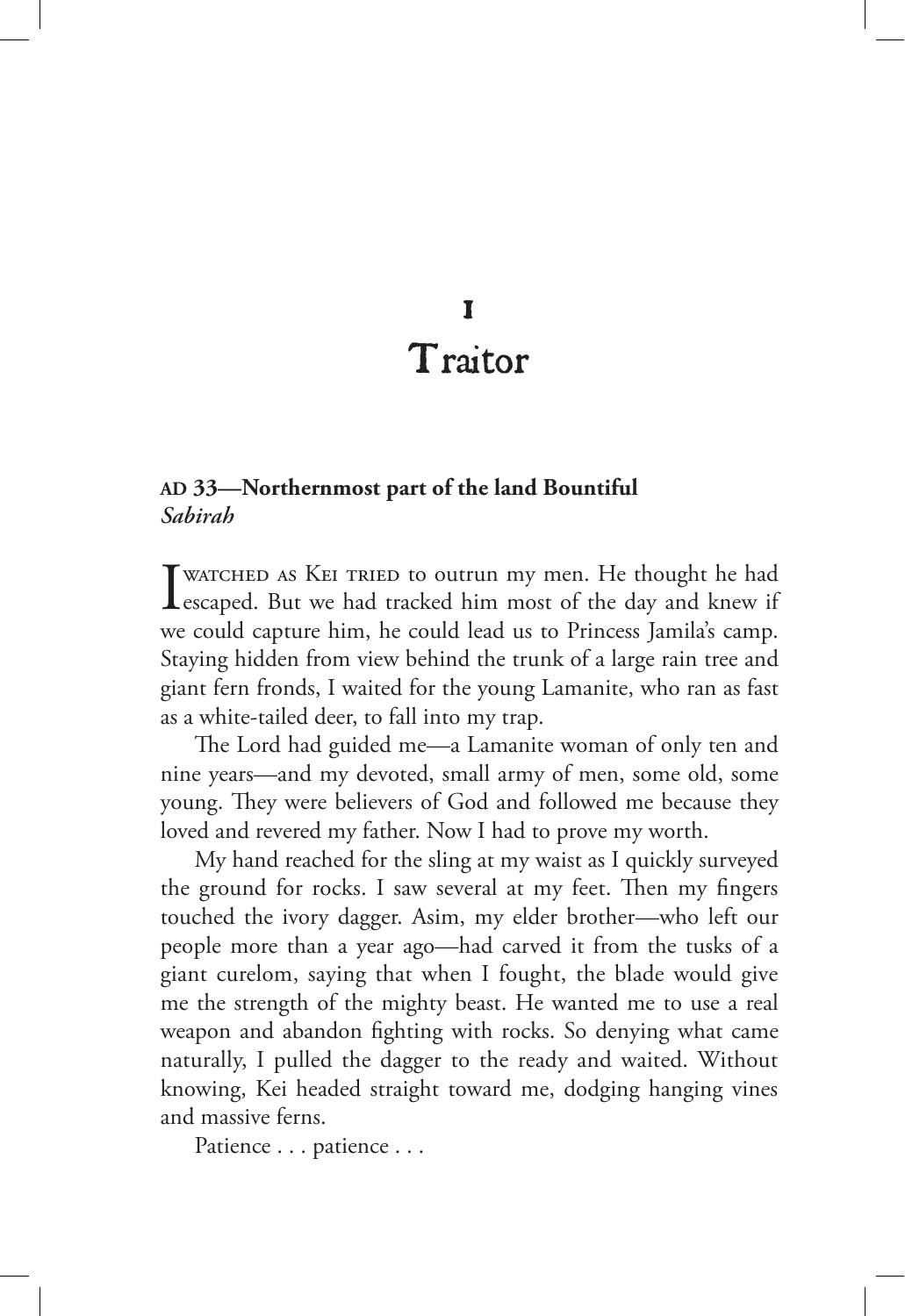# 1
# Traitor

**AD 33—Northernmost part of the land Bountiful**
***Sabirah***

I watched as Kei tried to outrun my men. He thought he had escaped. But we had tracked him most of the day and knew if we could capture him, he could lead us to Princess Jamila's camp. Staying hidden from view behind the trunk of a large rain tree and giant fern fronds, I waited for the young Lamanite, who ran as fast as a white-tailed deer, to fall into my trap.

The Lord had guided me—a Lamanite woman of only ten and nine years—and my devoted, small army of men, some old, some young. They were believers of God and followed me because they loved and revered my father. Now I had to prove my worth.

My hand reached for the sling at my waist as I quickly surveyed the ground for rocks. I saw several at my feet. Then my fingers touched the ivory dagger. Asim, my elder brother—who left our people more than a year ago—had carved it from the tusks of a giant curelom, saying that when I fought, the blade would give me the strength of the mighty beast. He wanted me to use a real weapon and abandon fighting with rocks. So denying what came naturally, I pulled the dagger to the ready and waited. Without knowing, Kei headed straight toward me, dodging hanging vines and massive ferns.

Patience . . . patience . . .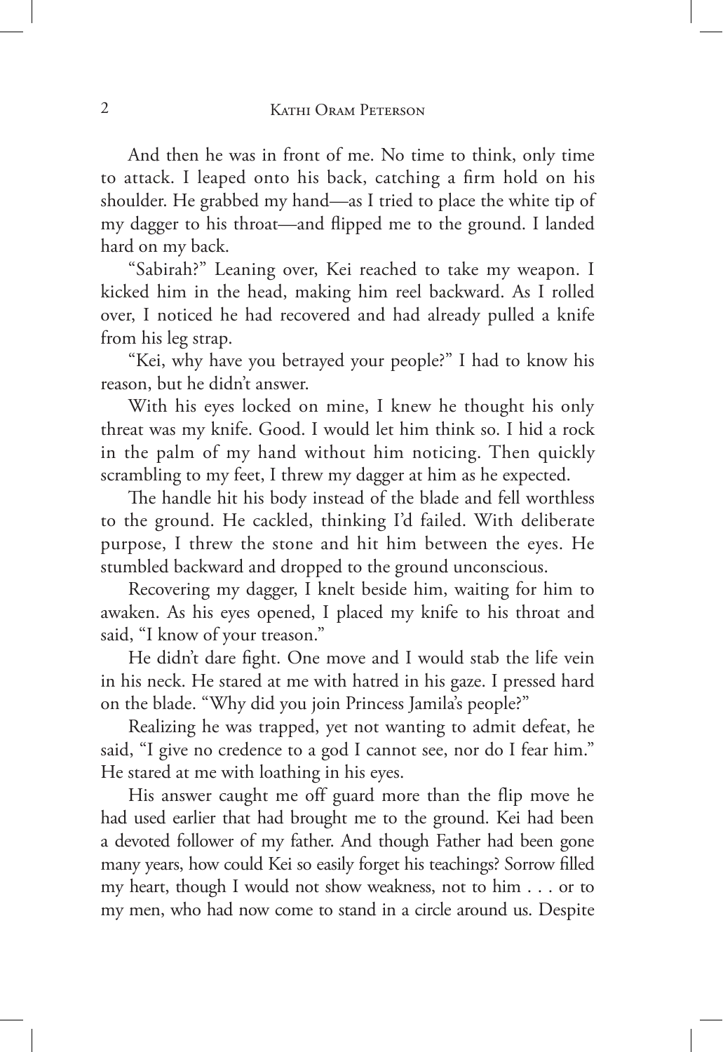And then he was in front of me. No time to think, only time to attack. I leaped onto his back, catching a firm hold on his shoulder. He grabbed my hand—as I tried to place the white tip of my dagger to his throat—and flipped me to the ground. I landed hard on my back.

"Sabirah?" Leaning over, Kei reached to take my weapon. I kicked him in the head, making him reel backward. As I rolled over, I noticed he had recovered and had already pulled a knife from his leg strap.

"Kei, why have you betrayed your people?" I had to know his reason, but he didn't answer.

With his eyes locked on mine, I knew he thought his only threat was my knife. Good. I would let him think so. I hid a rock in the palm of my hand without him noticing. Then quickly scrambling to my feet, I threw my dagger at him as he expected.

The handle hit his body instead of the blade and fell worthless to the ground. He cackled, thinking I'd failed. With deliberate purpose, I threw the stone and hit him between the eyes. He stumbled backward and dropped to the ground unconscious.

Recovering my dagger, I knelt beside him, waiting for him to awaken. As his eyes opened, I placed my knife to his throat and said, "I know of your treason."

He didn't dare fight. One move and I would stab the life vein in his neck. He stared at me with hatred in his gaze. I pressed hard on the blade. "Why did you join Princess Jamila's people?"

Realizing he was trapped, yet not wanting to admit defeat, he said, "I give no credence to a god I cannot see, nor do I fear him." He stared at me with loathing in his eyes.

His answer caught me off guard more than the flip move he had used earlier that had brought me to the ground. Kei had been a devoted follower of my father. And though Father had been gone many years, how could Kei so easily forget his teachings? Sorrow filled my heart, though I would not show weakness, not to him . . . or to my men, who had now come to stand in a circle around us. Despite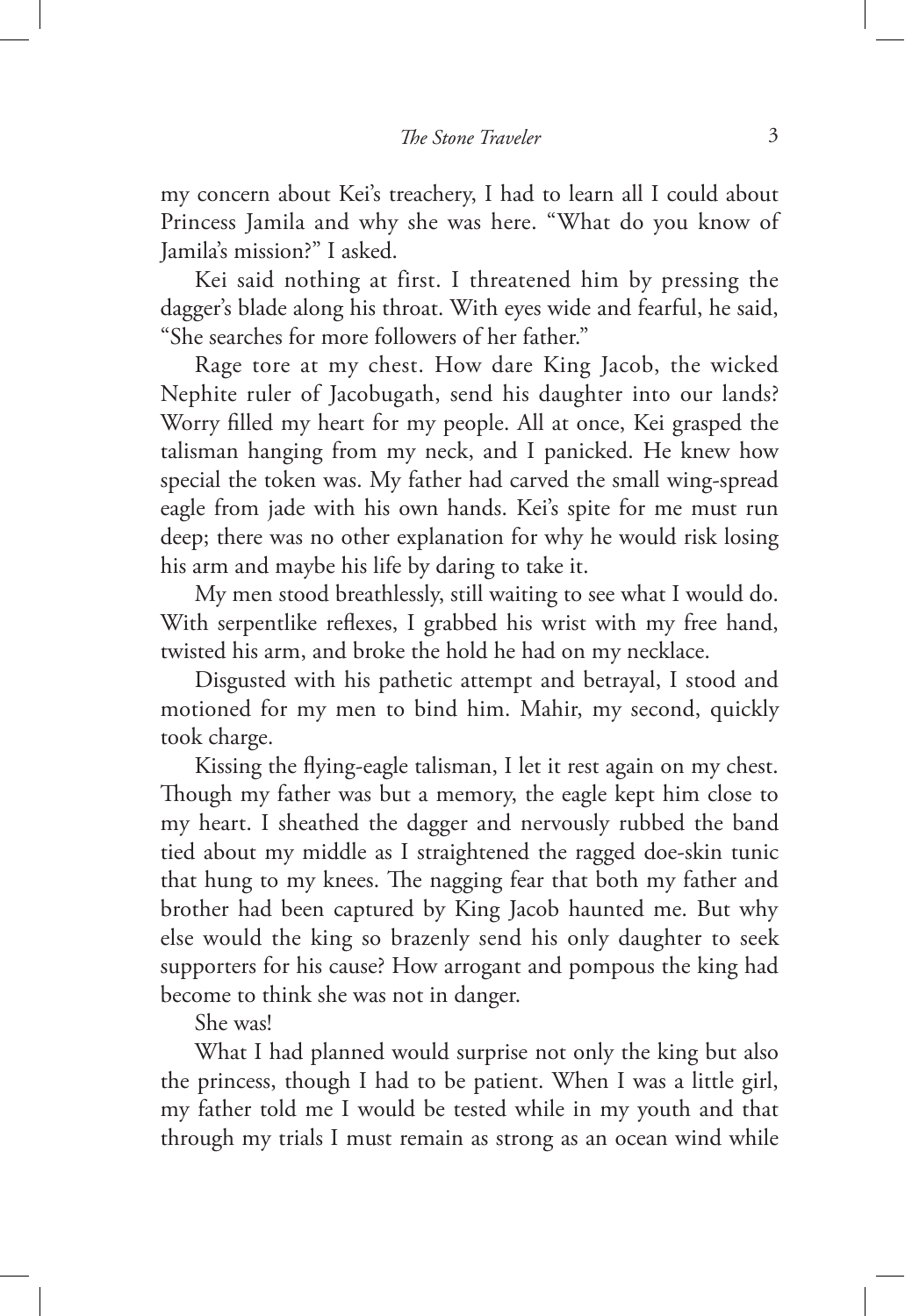my concern about Kei's treachery, I had to learn all I could about Princess Jamila and why she was here. "What do you know of Jamila's mission?" I asked.

Kei said nothing at first. I threatened him by pressing the dagger's blade along his throat. With eyes wide and fearful, he said, "She searches for more followers of her father."

Rage tore at my chest. How dare King Jacob, the wicked Nephite ruler of Jacobugath, send his daughter into our lands? Worry filled my heart for my people. All at once, Kei grasped the talisman hanging from my neck, and I panicked. He knew how special the token was. My father had carved the small wing-spread eagle from jade with his own hands. Kei's spite for me must run deep; there was no other explanation for why he would risk losing his arm and maybe his life by daring to take it.

My men stood breathlessly, still waiting to see what I would do. With serpentlike reflexes, I grabbed his wrist with my free hand, twisted his arm, and broke the hold he had on my necklace.

Disgusted with his pathetic attempt and betrayal, I stood and motioned for my men to bind him. Mahir, my second, quickly took charge.

Kissing the flying-eagle talisman, I let it rest again on my chest. Though my father was but a memory, the eagle kept him close to my heart. I sheathed the dagger and nervously rubbed the band tied about my middle as I straightened the ragged doe-skin tunic that hung to my knees. The nagging fear that both my father and brother had been captured by King Jacob haunted me. But why else would the king so brazenly send his only daughter to seek supporters for his cause? How arrogant and pompous the king had become to think she was not in danger.

She was!

What I had planned would surprise not only the king but also the princess, though I had to be patient. When I was a little girl, my father told me I would be tested while in my youth and that through my trials I must remain as strong as an ocean wind while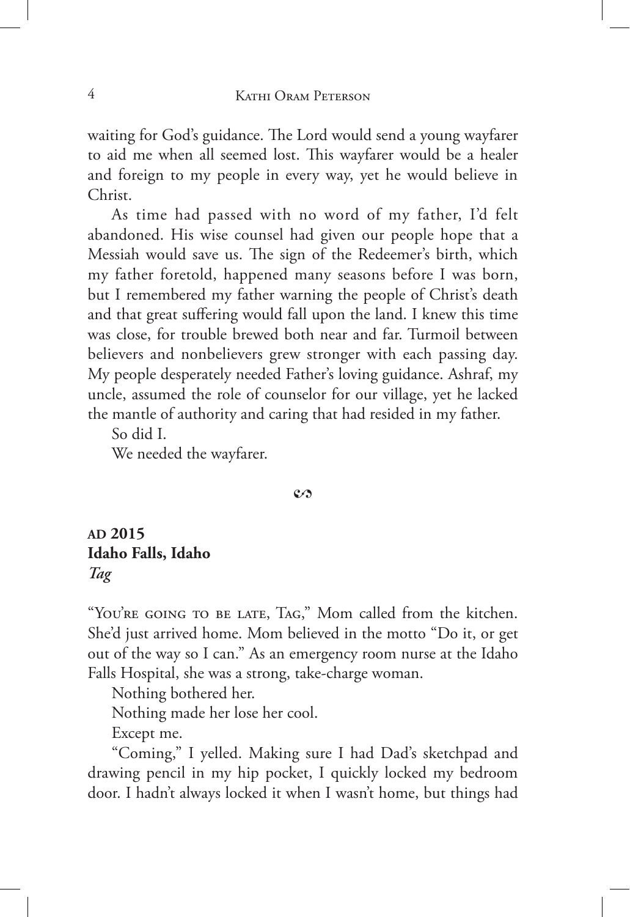waiting for God's guidance. The Lord would send a young wayfarer to aid me when all seemed lost. This wayfarer would be a healer and foreign to my people in every way, yet he would believe in Christ.

As time had passed with no word of my father, I'd felt abandoned. His wise counsel had given our people hope that a Messiah would save us. The sign of the Redeemer's birth, which my father foretold, happened many seasons before I was born, but I remembered my father warning the people of Christ's death and that great suffering would fall upon the land. I knew this time was close, for trouble brewed both near and far. Turmoil between believers and nonbelievers grew stronger with each passing day. My people desperately needed Father's loving guidance. Ashraf, my uncle, assumed the role of counselor for our village, yet he lacked the mantle of authority and caring that had resided in my father.

So did I.

We needed the wayfarer.

ᔕ

**AD 2015**
**Idaho Falls, Idaho**
***Tag***

"You're going to be late, Tag," Mom called from the kitchen. She'd just arrived home. Mom believed in the motto "Do it, or get out of the way so I can." As an emergency room nurse at the Idaho Falls Hospital, she was a strong, take-charge woman.

Nothing bothered her.

Nothing made her lose her cool.

Except me.

"Coming," I yelled. Making sure I had Dad's sketchpad and drawing pencil in my hip pocket, I quickly locked my bedroom door. I hadn't always locked it when I wasn't home, but things had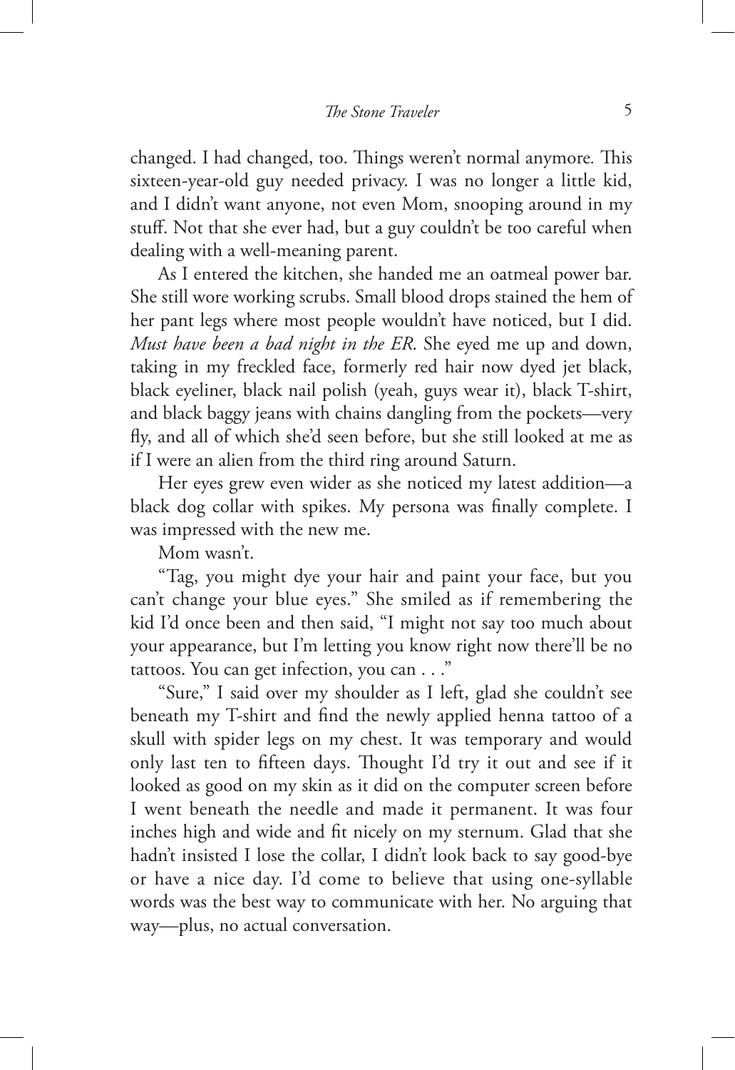changed. I had changed, too. Things weren't normal anymore. This sixteen-year-old guy needed privacy. I was no longer a little kid, and I didn't want anyone, not even Mom, snooping around in my stuff. Not that she ever had, but a guy couldn't be too careful when dealing with a well-meaning parent.

As I entered the kitchen, she handed me an oatmeal power bar. She still wore working scrubs. Small blood drops stained the hem of her pant legs where most people wouldn't have noticed, but I did. *Must have been a bad night in the ER.* She eyed me up and down, taking in my freckled face, formerly red hair now dyed jet black, black eyeliner, black nail polish (yeah, guys wear it), black T-shirt, and black baggy jeans with chains dangling from the pockets—very fly, and all of which she'd seen before, but she still looked at me as if I were an alien from the third ring around Saturn.

Her eyes grew even wider as she noticed my latest addition—a black dog collar with spikes. My persona was finally complete. I was impressed with the new me.

Mom wasn't.

"Tag, you might dye your hair and paint your face, but you can't change your blue eyes." She smiled as if remembering the kid I'd once been and then said, "I might not say too much about your appearance, but I'm letting you know right now there'll be no tattoos. You can get infection, you can . . ."

"Sure," I said over my shoulder as I left, glad she couldn't see beneath my T-shirt and find the newly applied henna tattoo of a skull with spider legs on my chest. It was temporary and would only last ten to fifteen days. Thought I'd try it out and see if it looked as good on my skin as it did on the computer screen before I went beneath the needle and made it permanent. It was four inches high and wide and fit nicely on my sternum. Glad that she hadn't insisted I lose the collar, I didn't look back to say good-bye or have a nice day. I'd come to believe that using one-syllable words was the best way to communicate with her. No arguing that way—plus, no actual conversation.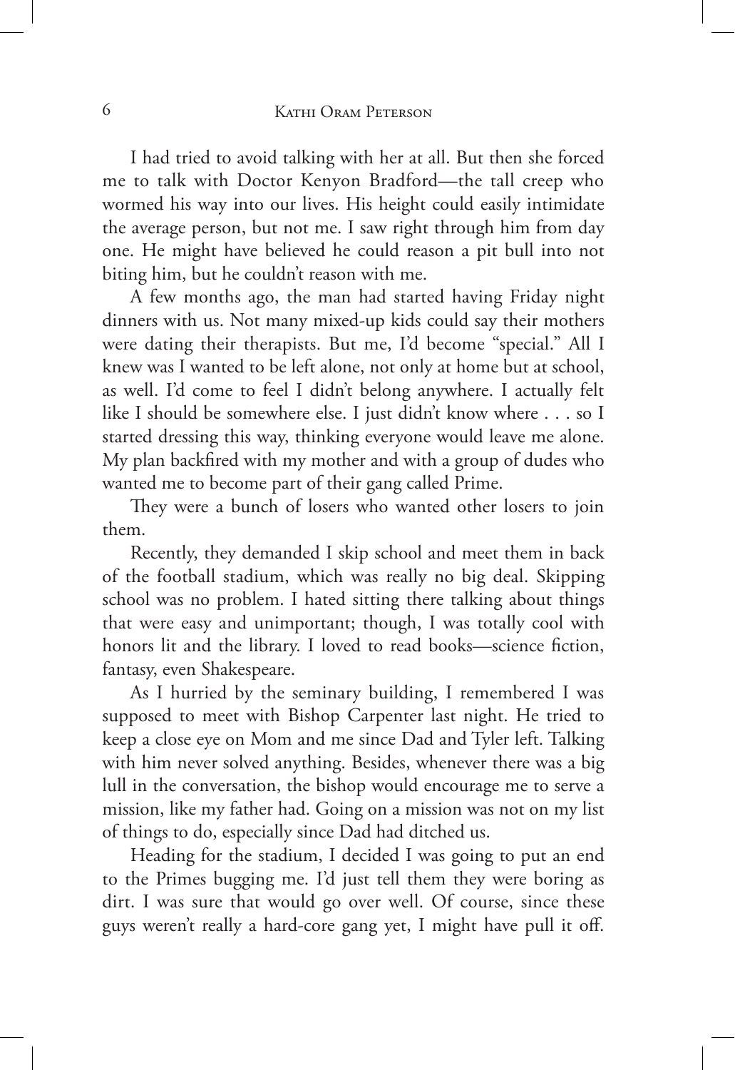I had tried to avoid talking with her at all. But then she forced me to talk with Doctor Kenyon Bradford—the tall creep who wormed his way into our lives. His height could easily intimidate the average person, but not me. I saw right through him from day one. He might have believed he could reason a pit bull into not biting him, but he couldn't reason with me.

A few months ago, the man had started having Friday night dinners with us. Not many mixed-up kids could say their mothers were dating their therapists. But me, I'd become "special." All I knew was I wanted to be left alone, not only at home but at school, as well. I'd come to feel I didn't belong anywhere. I actually felt like I should be somewhere else. I just didn't know where . . . so I started dressing this way, thinking everyone would leave me alone. My plan backfired with my mother and with a group of dudes who wanted me to become part of their gang called Prime.

They were a bunch of losers who wanted other losers to join them.

Recently, they demanded I skip school and meet them in back of the football stadium, which was really no big deal. Skipping school was no problem. I hated sitting there talking about things that were easy and unimportant; though, I was totally cool with honors lit and the library. I loved to read books—science fiction, fantasy, even Shakespeare.

As I hurried by the seminary building, I remembered I was supposed to meet with Bishop Carpenter last night. He tried to keep a close eye on Mom and me since Dad and Tyler left. Talking with him never solved anything. Besides, whenever there was a big lull in the conversation, the bishop would encourage me to serve a mission, like my father had. Going on a mission was not on my list of things to do, especially since Dad had ditched us.

Heading for the stadium, I decided I was going to put an end to the Primes bugging me. I'd just tell them they were boring as dirt. I was sure that would go over well. Of course, since these guys weren't really a hard-core gang yet, I might have pull it off.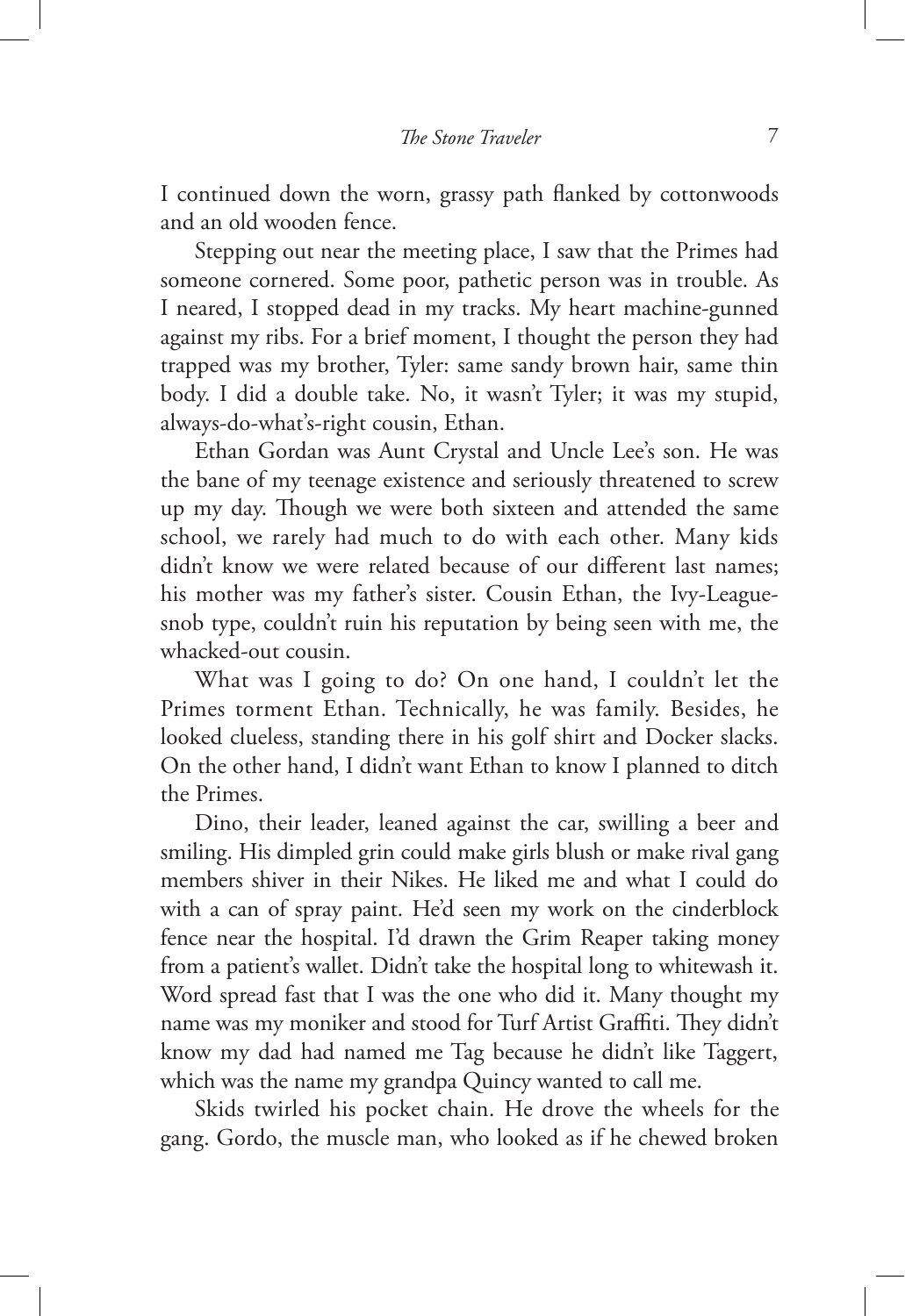I continued down the worn, grassy path flanked by cottonwoods and an old wooden fence.

Stepping out near the meeting place, I saw that the Primes had someone cornered. Some poor, pathetic person was in trouble. As I neared, I stopped dead in my tracks. My heart machine-gunned against my ribs. For a brief moment, I thought the person they had trapped was my brother, Tyler: same sandy brown hair, same thin body. I did a double take. No, it wasn't Tyler; it was my stupid, always-do-what's-right cousin, Ethan.

Ethan Gordan was Aunt Crystal and Uncle Lee's son. He was the bane of my teenage existence and seriously threatened to screw up my day. Though we were both sixteen and attended the same school, we rarely had much to do with each other. Many kids didn't know we were related because of our different last names; his mother was my father's sister. Cousin Ethan, the Ivy-League-snob type, couldn't ruin his reputation by being seen with me, the whacked-out cousin.

What was I going to do? On one hand, I couldn't let the Primes torment Ethan. Technically, he was family. Besides, he looked clueless, standing there in his golf shirt and Docker slacks. On the other hand, I didn't want Ethan to know I planned to ditch the Primes.

Dino, their leader, leaned against the car, swilling a beer and smiling. His dimpled grin could make girls blush or make rival gang members shiver in their Nikes. He liked me and what I could do with a can of spray paint. He'd seen my work on the cinderblock fence near the hospital. I'd drawn the Grim Reaper taking money from a patient's wallet. Didn't take the hospital long to whitewash it. Word spread fast that I was the one who did it. Many thought my name was my moniker and stood for Turf Artist Graffiti. They didn't know my dad had named me Tag because he didn't like Taggert, which was the name my grandpa Quincy wanted to call me.

Skids twirled his pocket chain. He drove the wheels for the gang. Gordo, the muscle man, who looked as if he chewed broken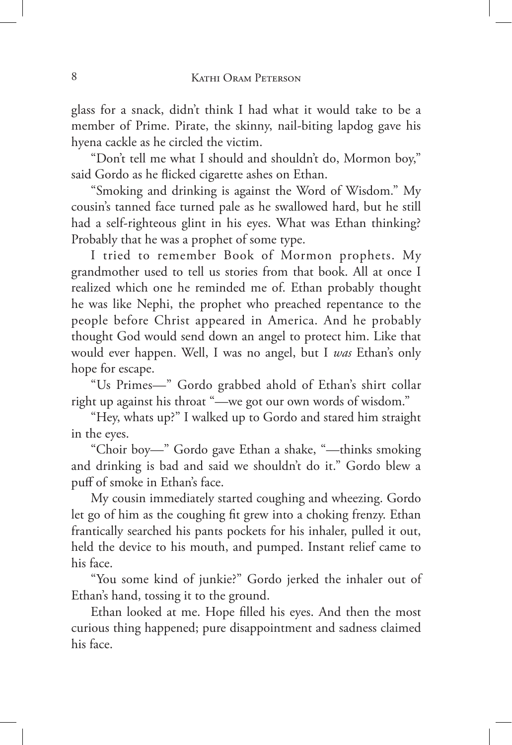glass for a snack, didn't think I had what it would take to be a member of Prime. Pirate, the skinny, nail-biting lapdog gave his hyena cackle as he circled the victim.

"Don't tell me what I should and shouldn't do, Mormon boy," said Gordo as he flicked cigarette ashes on Ethan.

"Smoking and drinking is against the Word of Wisdom." My cousin's tanned face turned pale as he swallowed hard, but he still had a self-righteous glint in his eyes. What was Ethan thinking? Probably that he was a prophet of some type.

I tried to remember Book of Mormon prophets. My grandmother used to tell us stories from that book. All at once I realized which one he reminded me of. Ethan probably thought he was like Nephi, the prophet who preached repentance to the people before Christ appeared in America. And he probably thought God would send down an angel to protect him. Like that would ever happen. Well, I was no angel, but I *was* Ethan's only hope for escape.

"Us Primes—" Gordo grabbed ahold of Ethan's shirt collar right up against his throat "—we got our own words of wisdom."

"Hey, whats up?" I walked up to Gordo and stared him straight in the eyes.

"Choir boy—" Gordo gave Ethan a shake, "—thinks smoking and drinking is bad and said we shouldn't do it." Gordo blew a puff of smoke in Ethan's face.

My cousin immediately started coughing and wheezing. Gordo let go of him as the coughing fit grew into a choking frenzy. Ethan frantically searched his pants pockets for his inhaler, pulled it out, held the device to his mouth, and pumped. Instant relief came to his face.

"You some kind of junkie?" Gordo jerked the inhaler out of Ethan's hand, tossing it to the ground.

Ethan looked at me. Hope filled his eyes. And then the most curious thing happened; pure disappointment and sadness claimed his face.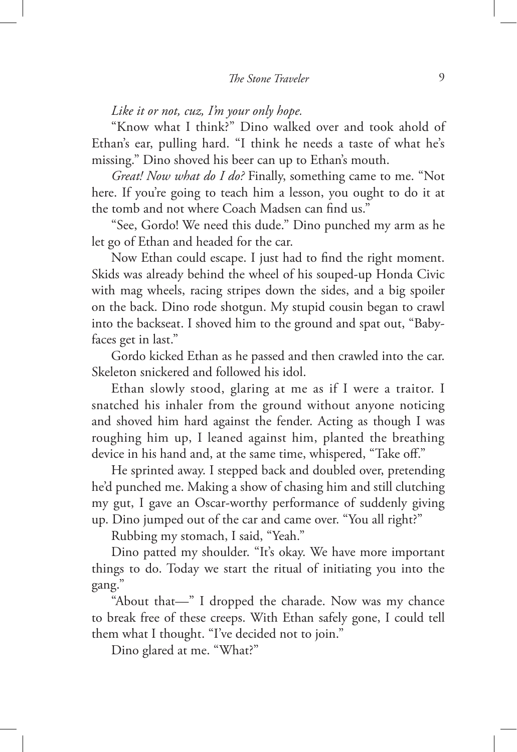*Like it or not, cuz, I'm your only hope.*

"Know what I think?" Dino walked over and took ahold of Ethan's ear, pulling hard. "I think he needs a taste of what he's missing." Dino shoved his beer can up to Ethan's mouth.

*Great! Now what do I do?* Finally, something came to me. "Not here. If you're going to teach him a lesson, you ought to do it at the tomb and not where Coach Madsen can find us."

"See, Gordo! We need this dude." Dino punched my arm as he let go of Ethan and headed for the car.

Now Ethan could escape. I just had to find the right moment. Skids was already behind the wheel of his souped-up Honda Civic with mag wheels, racing stripes down the sides, and a big spoiler on the back. Dino rode shotgun. My stupid cousin began to crawl into the backseat. I shoved him to the ground and spat out, "Babyfaces get in last."

Gordo kicked Ethan as he passed and then crawled into the car. Skeleton snickered and followed his idol.

Ethan slowly stood, glaring at me as if I were a traitor. I snatched his inhaler from the ground without anyone noticing and shoved him hard against the fender. Acting as though I was roughing him up, I leaned against him, planted the breathing device in his hand and, at the same time, whispered, "Take off."

He sprinted away. I stepped back and doubled over, pretending he'd punched me. Making a show of chasing him and still clutching my gut, I gave an Oscar-worthy performance of suddenly giving up. Dino jumped out of the car and came over. "You all right?"

Rubbing my stomach, I said, "Yeah."

Dino patted my shoulder. "It's okay. We have more important things to do. Today we start the ritual of initiating you into the gang."

"About that—" I dropped the charade. Now was my chance to break free of these creeps. With Ethan safely gone, I could tell them what I thought. "I've decided not to join."

Dino glared at me. "What?"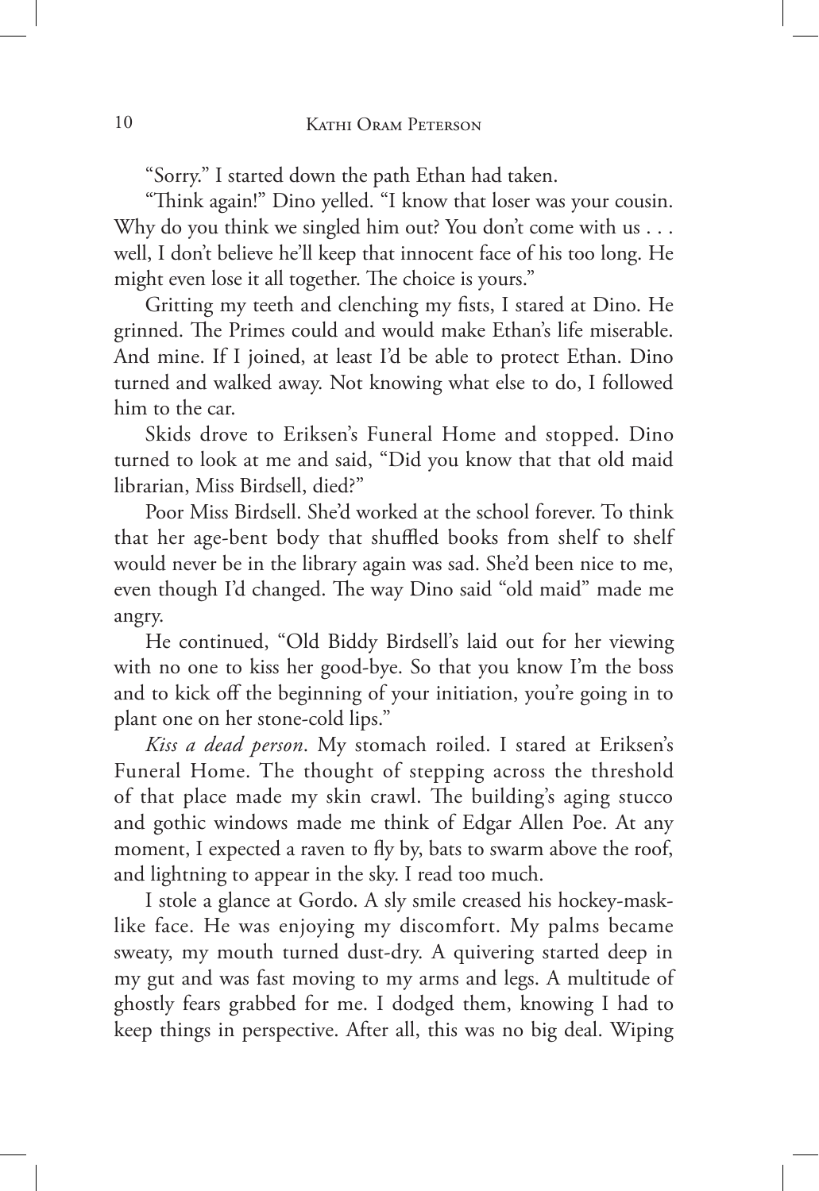"Sorry." I started down the path Ethan had taken.

"Think again!" Dino yelled. "I know that loser was your cousin. Why do you think we singled him out? You don't come with us . . . well, I don't believe he'll keep that innocent face of his too long. He might even lose it all together. The choice is yours."

Gritting my teeth and clenching my fists, I stared at Dino. He grinned. The Primes could and would make Ethan's life miserable. And mine. If I joined, at least I'd be able to protect Ethan. Dino turned and walked away. Not knowing what else to do, I followed him to the car.

Skids drove to Eriksen's Funeral Home and stopped. Dino turned to look at me and said, "Did you know that that old maid librarian, Miss Birdsell, died?"

Poor Miss Birdsell. She'd worked at the school forever. To think that her age-bent body that shuffled books from shelf to shelf would never be in the library again was sad. She'd been nice to me, even though I'd changed. The way Dino said "old maid" made me angry.

He continued, "Old Biddy Birdsell's laid out for her viewing with no one to kiss her good-bye. So that you know I'm the boss and to kick off the beginning of your initiation, you're going in to plant one on her stone-cold lips."

*Kiss a dead person*. My stomach roiled. I stared at Eriksen's Funeral Home. The thought of stepping across the threshold of that place made my skin crawl. The building's aging stucco and gothic windows made me think of Edgar Allen Poe. At any moment, I expected a raven to fly by, bats to swarm above the roof, and lightning to appear in the sky. I read too much.

I stole a glance at Gordo. A sly smile creased his hockey-mask-like face. He was enjoying my discomfort. My palms became sweaty, my mouth turned dust-dry. A quivering started deep in my gut and was fast moving to my arms and legs. A multitude of ghostly fears grabbed for me. I dodged them, knowing I had to keep things in perspective. After all, this was no big deal. Wiping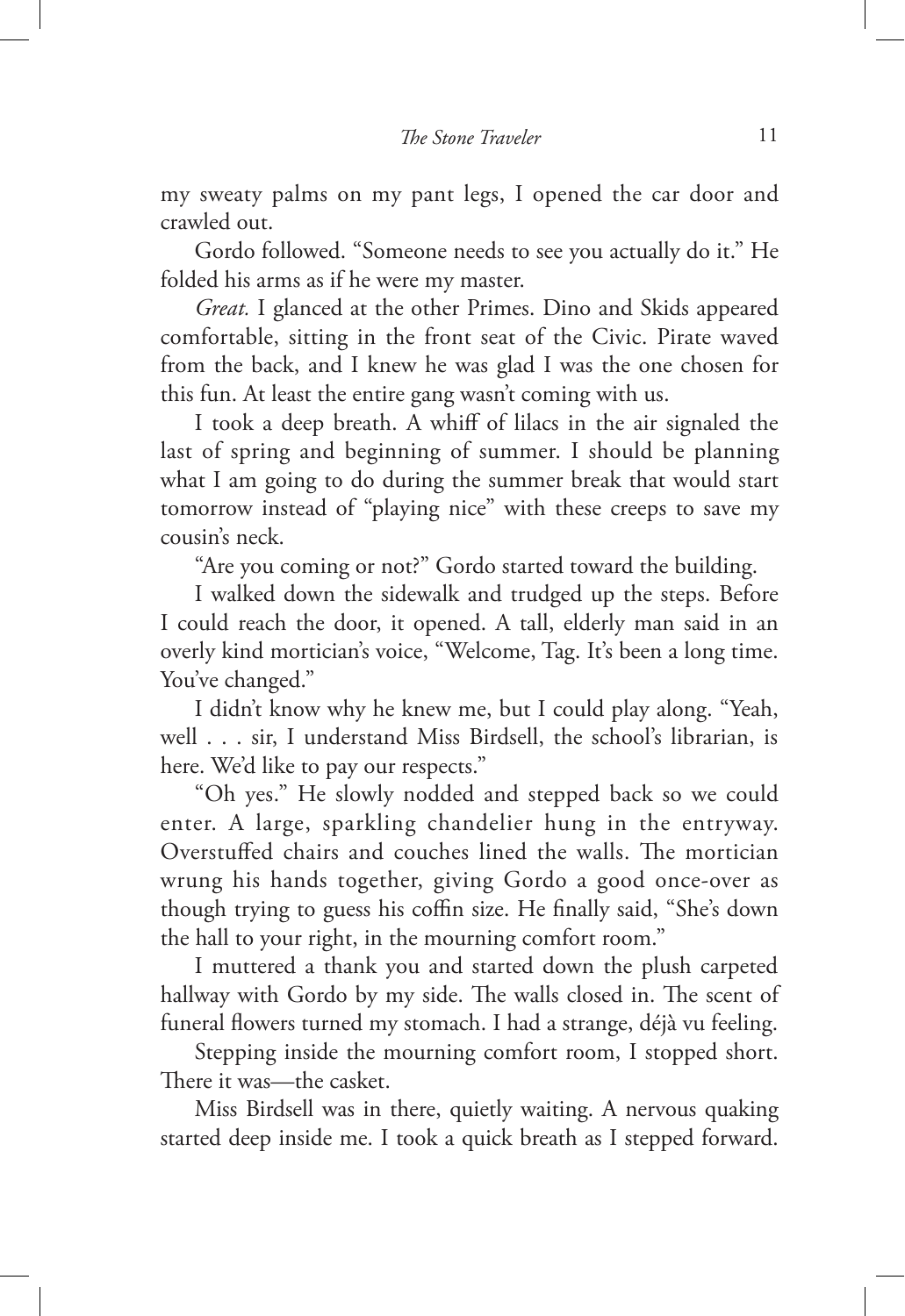my sweaty palms on my pant legs, I opened the car door and crawled out.

Gordo followed. "Someone needs to see you actually do it." He folded his arms as if he were my master.

*Great.* I glanced at the other Primes. Dino and Skids appeared comfortable, sitting in the front seat of the Civic. Pirate waved from the back, and I knew he was glad I was the one chosen for this fun. At least the entire gang wasn't coming with us.

I took a deep breath. A whiff of lilacs in the air signaled the last of spring and beginning of summer. I should be planning what I am going to do during the summer break that would start tomorrow instead of "playing nice" with these creeps to save my cousin's neck.

"Are you coming or not?" Gordo started toward the building.

I walked down the sidewalk and trudged up the steps. Before I could reach the door, it opened. A tall, elderly man said in an overly kind mortician's voice, "Welcome, Tag. It's been a long time. You've changed."

I didn't know why he knew me, but I could play along. "Yeah, well . . . sir, I understand Miss Birdsell, the school's librarian, is here. We'd like to pay our respects."

"Oh yes." He slowly nodded and stepped back so we could enter. A large, sparkling chandelier hung in the entryway. Overstuffed chairs and couches lined the walls. The mortician wrung his hands together, giving Gordo a good once-over as though trying to guess his coffin size. He finally said, "She's down the hall to your right, in the mourning comfort room."

I muttered a thank you and started down the plush carpeted hallway with Gordo by my side. The walls closed in. The scent of funeral flowers turned my stomach. I had a strange, déjà vu feeling.

Stepping inside the mourning comfort room, I stopped short. There it was—the casket.

Miss Birdsell was in there, quietly waiting. A nervous quaking started deep inside me. I took a quick breath as I stepped forward.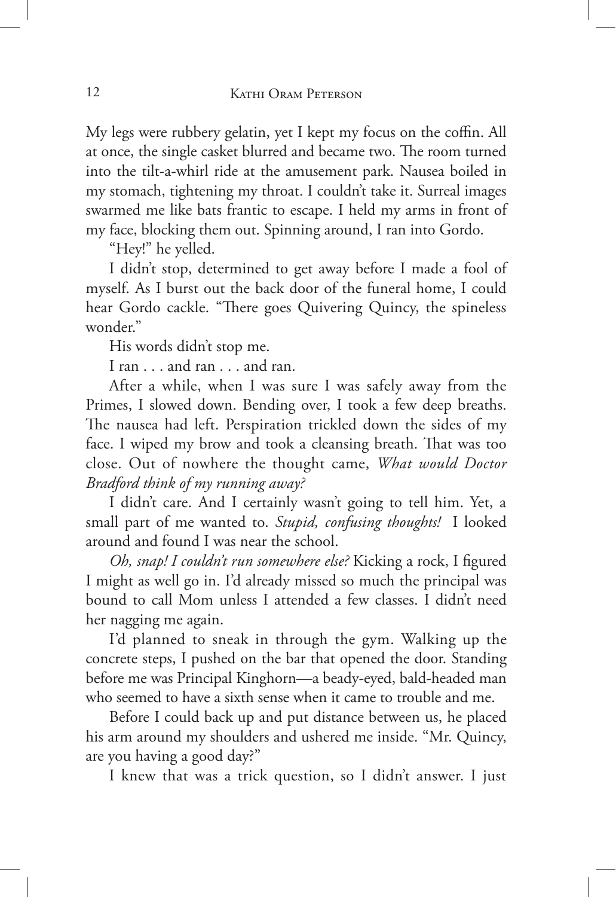My legs were rubbery gelatin, yet I kept my focus on the coffin. All at once, the single casket blurred and became two. The room turned into the tilt-a-whirl ride at the amusement park. Nausea boiled in my stomach, tightening my throat. I couldn't take it. Surreal images swarmed me like bats frantic to escape. I held my arms in front of my face, blocking them out. Spinning around, I ran into Gordo.

"Hey!" he yelled.

I didn't stop, determined to get away before I made a fool of myself. As I burst out the back door of the funeral home, I could hear Gordo cackle. "There goes Quivering Quincy, the spineless wonder."

His words didn't stop me.

I ran . . . and ran . . . and ran.

After a while, when I was sure I was safely away from the Primes, I slowed down. Bending over, I took a few deep breaths. The nausea had left. Perspiration trickled down the sides of my face. I wiped my brow and took a cleansing breath. That was too close. Out of nowhere the thought came, *What would Doctor Bradford think of my running away?*

I didn't care. And I certainly wasn't going to tell him. Yet, a small part of me wanted to. *Stupid, confusing thoughts!* I looked around and found I was near the school.

*Oh, snap! I couldn't run somewhere else?* Kicking a rock, I figured I might as well go in. I'd already missed so much the principal was bound to call Mom unless I attended a few classes. I didn't need her nagging me again.

I'd planned to sneak in through the gym. Walking up the concrete steps, I pushed on the bar that opened the door. Standing before me was Principal Kinghorn—a beady-eyed, bald-headed man who seemed to have a sixth sense when it came to trouble and me.

Before I could back up and put distance between us, he placed his arm around my shoulders and ushered me inside. "Mr. Quincy, are you having a good day?"

I knew that was a trick question, so I didn't answer. I just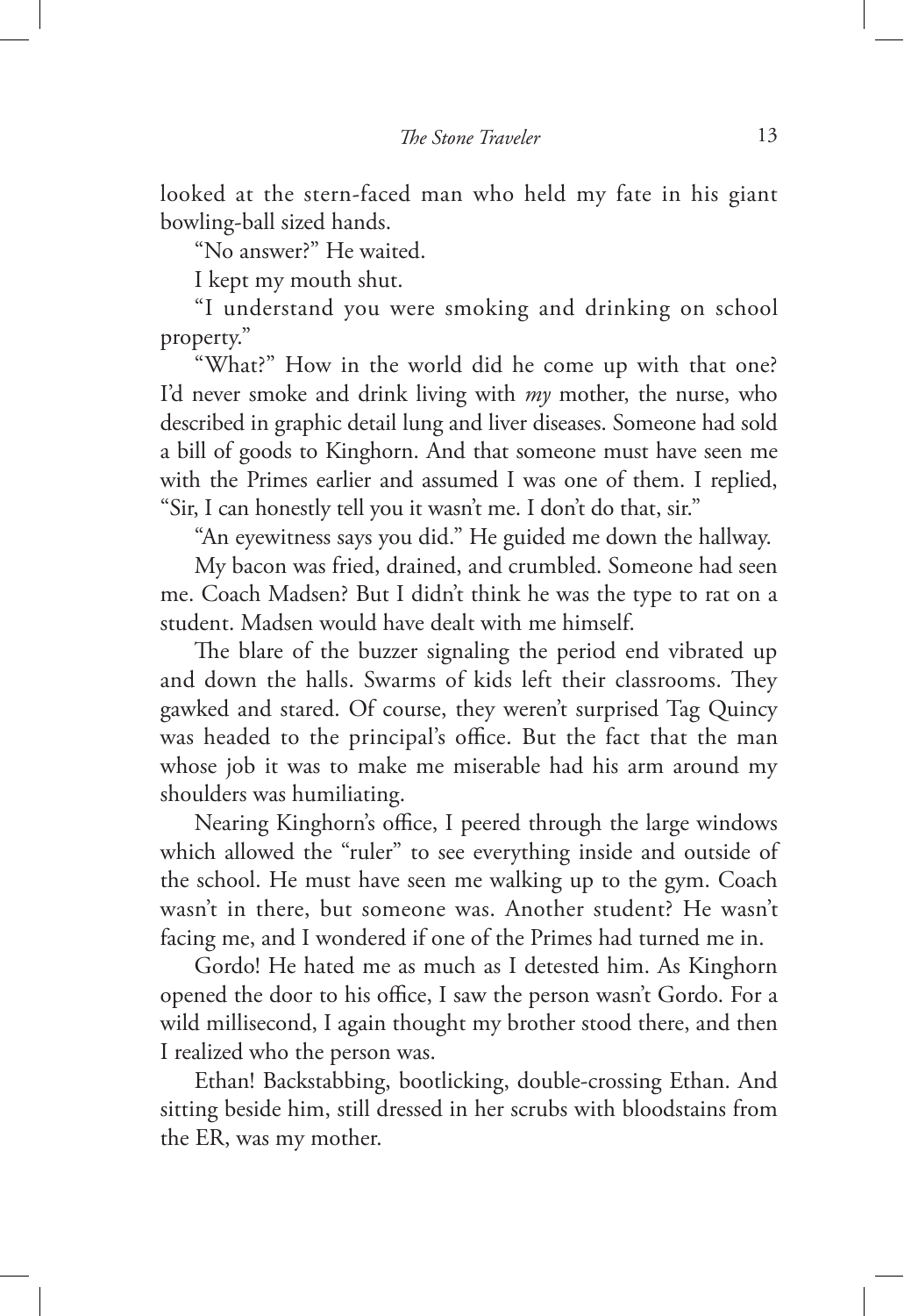looked at the stern-faced man who held my fate in his giant bowling-ball sized hands.

"No answer?" He waited.

I kept my mouth shut.

"I understand you were smoking and drinking on school property."

"What?" How in the world did he come up with that one? I'd never smoke and drink living with *my* mother, the nurse, who described in graphic detail lung and liver diseases. Someone had sold a bill of goods to Kinghorn. And that someone must have seen me with the Primes earlier and assumed I was one of them. I replied, "Sir, I can honestly tell you it wasn't me. I don't do that, sir."

"An eyewitness says you did." He guided me down the hallway.

My bacon was fried, drained, and crumbled. Someone had seen me. Coach Madsen? But I didn't think he was the type to rat on a student. Madsen would have dealt with me himself.

The blare of the buzzer signaling the period end vibrated up and down the halls. Swarms of kids left their classrooms. They gawked and stared. Of course, they weren't surprised Tag Quincy was headed to the principal's office. But the fact that the man whose job it was to make me miserable had his arm around my shoulders was humiliating.

Nearing Kinghorn's office, I peered through the large windows which allowed the "ruler" to see everything inside and outside of the school. He must have seen me walking up to the gym. Coach wasn't in there, but someone was. Another student? He wasn't facing me, and I wondered if one of the Primes had turned me in.

Gordo! He hated me as much as I detested him. As Kinghorn opened the door to his office, I saw the person wasn't Gordo. For a wild millisecond, I again thought my brother stood there, and then I realized who the person was.

Ethan! Backstabbing, bootlicking, double-crossing Ethan. And sitting beside him, still dressed in her scrubs with bloodstains from the ER, was my mother.